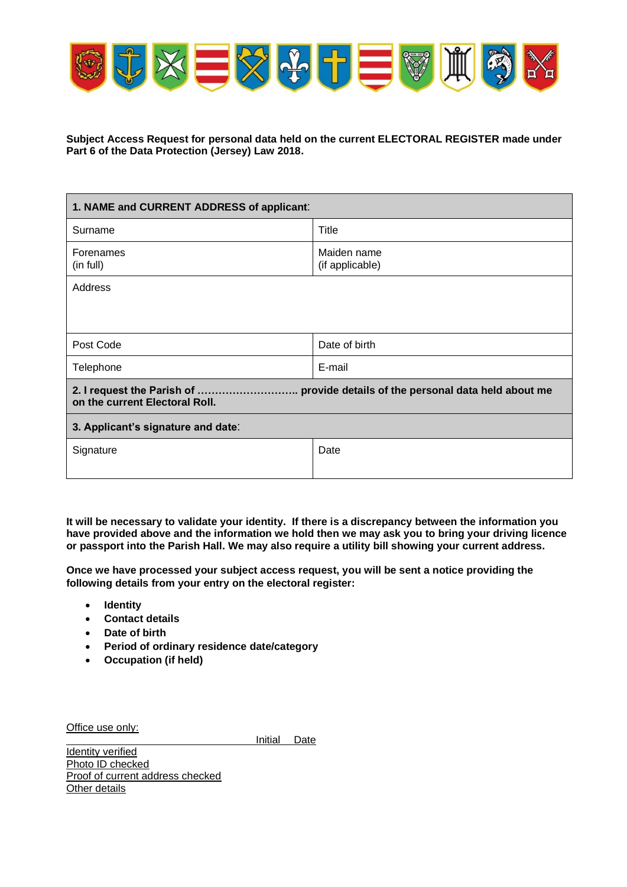**Subject Access Request for personal data held on the current ELECTORAL REGISTER made under Part 6 of the Data Protection (Jersey) Law 2018.**

| **1. NAME and CURRENT ADDRESS of applicant**: | |
|---|---|
| Surname | Title |
| Forenames (in full) | Maiden name (if applicable) |
| Address | |
| Post Code | Date of birth |
| Telephone | E-mail |
| **2. I request the Parish of ……………………….. provide details of the personal data held about me on the current Electoral Roll.** | |
| **3. Applicant's signature and date**: | |
| Signature | Date |

**It will be necessary to validate your identity. If there is a discrepancy between the information you have provided above and the information we hold then we may ask you to bring your driving licence or passport into the Parish Hall. We may also require a utility bill showing your current address.**

**Once we have processed your subject access request, you will be sent a notice providing the following details from your entry on the electoral register:**

- **Identity**
- **Contact details**
- **Date of birth**
- **Period of ordinary residence date/category**
- **Occupation (if held)**

Office use only:

| | Initial | Date |
|---|---|---|
| Identity verified | | |
| Photo ID checked | | |
| Proof of current address checked | | |
| Other details | | |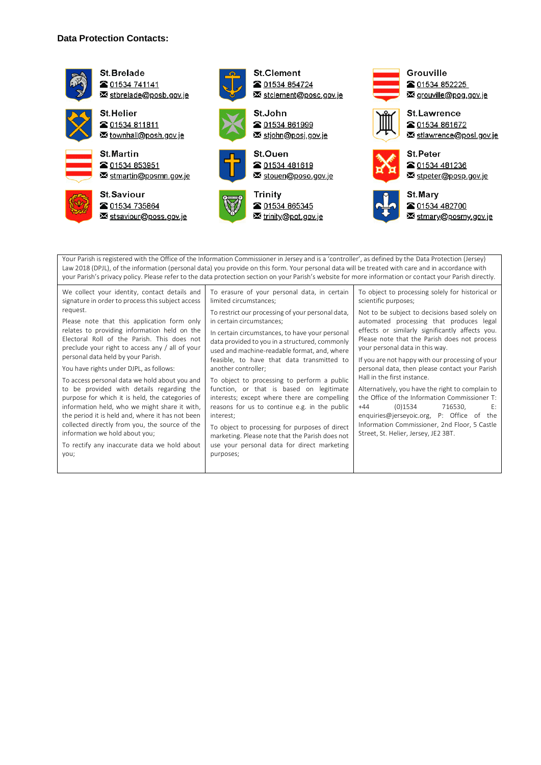**Data Protection Contacts:**

| | | |
|---|---|---|
| **St.Brelade**<br>☎ 01534 741141<br>✉ stbrelade@posb.gov.je | **St.Clement**<br>☎ 01534 854724<br>✉ stclement@posc.gov.je | **Grouville**<br>☎ 01534 852225<br>✉ grouville@pog.gov.je |
| **St.Helier**<br>☎ 01534 811811<br>✉ townhall@posh.gov.je | **St.John**<br>☎ 01534 861999<br>✉ stjohn@posj.gov.je | **St.Lawrence**<br>☎ 01534 861672<br>✉ stlawrence@posl.gov.je |
| **St.Martin**<br>☎ 01534 853951<br>✉ stmartin@posmn.gov.je | **St.Ouen**<br>☎ 01534 481619<br>✉ stouen@poso.gov.je | **St.Peter**<br>☎ 01534 481236<br>✉ stpeter@posp.gov.je |
| **St.Saviour**<br>☎ 01534 735864<br>✉ stsaviour@poss.gov.je | **Trinity**<br>☎ 01534 865345<br>✉ trinity@pot.gov.je | **St.Mary**<br>☎ 01534 482700<br>✉ stmary@posmy.gov.je |

Your Parish is registered with the Office of the Information Commissioner in Jersey and is a 'controller', as defined by the Data Protection (Jersey) Law 2018 (DPJL), of the information (personal data) you provide on this form. Your personal data will be treated with care and in accordance with your Parish's privacy policy. Please refer to the data protection section on your Parish's website for more information or contact your Parish directly.

We collect your identity, contact details and signature in order to process this subject access request.

Please note that this application form only relates to providing information held on the Electoral Roll of the Parish. This does not preclude your right to access any / all of your personal data held by your Parish.

You have rights under DJPL, as follows:

To access personal data we hold about you and to be provided with details regarding the purpose for which it is held, the categories of information held, who we might share it with, the period it is held and, where it has not been collected directly from you, the source of the information we hold about you;

To rectify any inaccurate data we hold about you;

To erasure of your personal data, in certain limited circumstances;

To restrict our processing of your personal data, in certain circumstances;

In certain circumstances, to have your personal data provided to you in a structured, commonly used and machine-readable format, and, where feasible, to have that data transmitted to another controller;

To object to processing to perform a public function, or that is based on legitimate interests; except where there are compelling reasons for us to continue e.g. in the public interest;

To object to processing for purposes of direct marketing. Please note that the Parish does not use your personal data for direct marketing purposes;

To object to processing solely for historical or scientific purposes;

Not to be subject to decisions based solely on automated processing that produces legal effects or similarly significantly affects you. Please note that the Parish does not process your personal data in this way.

If you are not happy with our processing of your personal data, then please contact your Parish Hall in the first instance.

Alternatively, you have the right to complain to the Office of the Information Commissioner T: +44 (0)1534 716530, E: enquiries@jerseyoic.org, P: Office of the Information Commissioner, 2nd Floor, 5 Castle Street, St. Helier, Jersey, JE2 3BT.